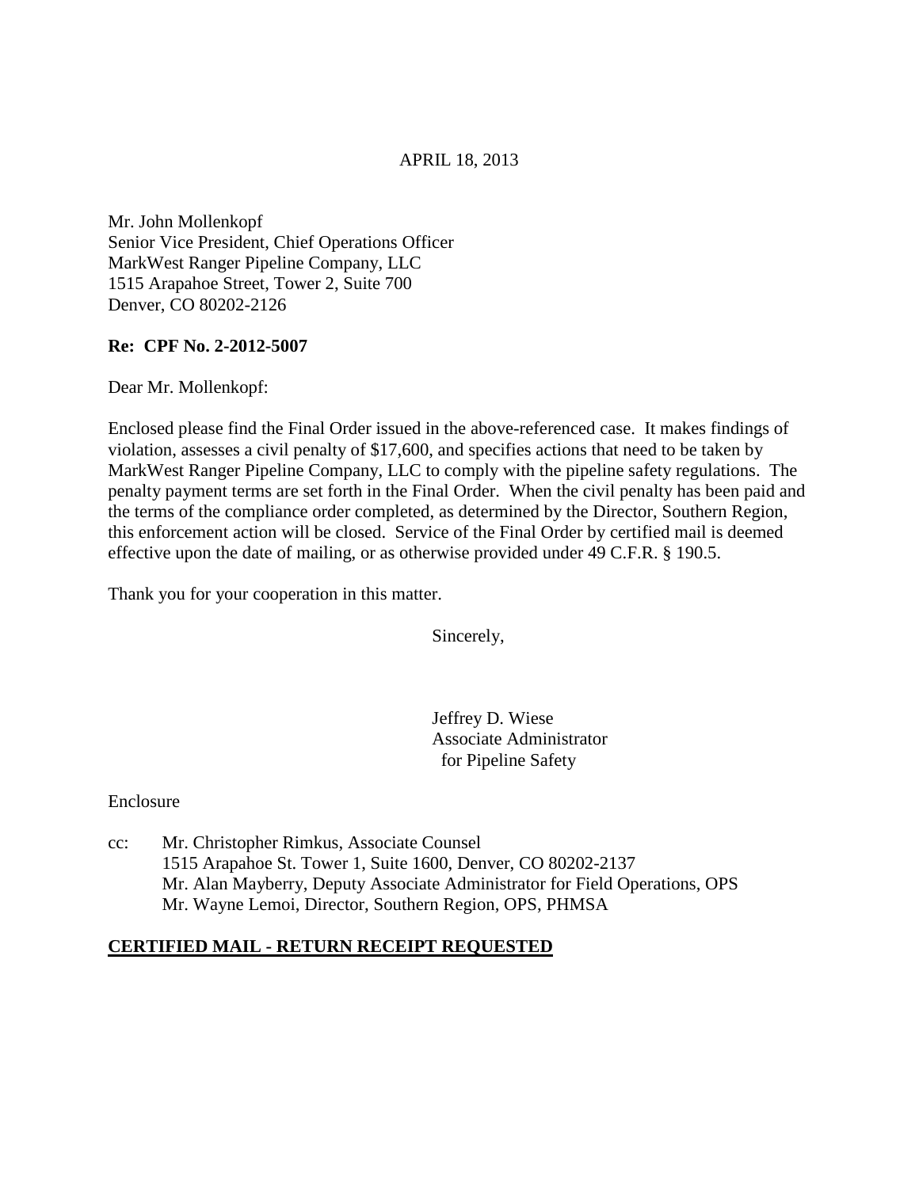APRIL 18, 2013

Mr. John Mollenkopf
Senior Vice President, Chief Operations Officer
MarkWest Ranger Pipeline Company, LLC
1515 Arapahoe Street, Tower 2, Suite 700
Denver, CO 80202-2126

**Re: CPF No. 2-2012-5007**

Dear Mr. Mollenkopf:

Enclosed please find the Final Order issued in the above-referenced case. It makes findings of violation, assesses a civil penalty of $17,600, and specifies actions that need to be taken by MarkWest Ranger Pipeline Company, LLC to comply with the pipeline safety regulations. The penalty payment terms are set forth in the Final Order. When the civil penalty has been paid and the terms of the compliance order completed, as determined by the Director, Southern Region, this enforcement action will be closed. Service of the Final Order by certified mail is deemed effective upon the date of mailing, or as otherwise provided under 49 C.F.R. § 190.5.

Thank you for your cooperation in this matter.

Sincerely,

Jeffrey D. Wiese
Associate Administrator
for Pipeline Safety

Enclosure

cc: Mr. Christopher Rimkus, Associate Counsel
1515 Arapahoe St. Tower 1, Suite 1600, Denver, CO 80202-2137
Mr. Alan Mayberry, Deputy Associate Administrator for Field Operations, OPS
Mr. Wayne Lemoi, Director, Southern Region, OPS, PHMSA

**CERTIFIED MAIL - RETURN RECEIPT REQUESTED**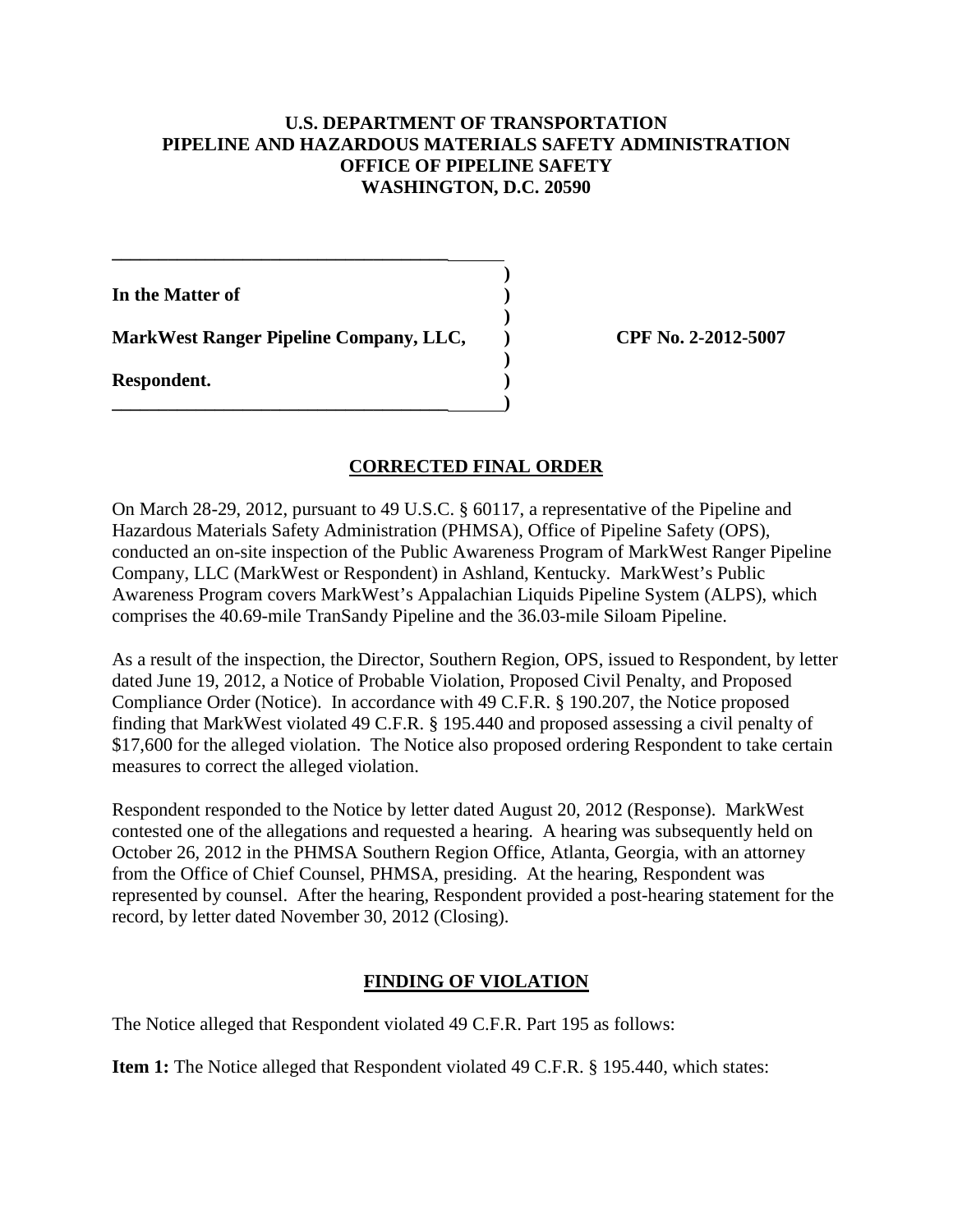**U.S. DEPARTMENT OF TRANSPORTATION**
**PIPELINE AND HAZARDOUS MATERIALS SAFETY ADMINISTRATION**
**OFFICE OF PIPELINE SAFETY**
**WASHINGTON, D.C. 20590**

| | | |
|---|---|---|
| **In the Matter of** | ) | |
| | ) | |
| **MarkWest Ranger Pipeline Company, LLC,** | ) | **CPF No. 2-2012-5007** |
| | ) | |
| **Respondent.** | ) | |

## CORRECTED FINAL ORDER

On March 28-29, 2012, pursuant to 49 U.S.C. § 60117, a representative of the Pipeline and Hazardous Materials Safety Administration (PHMSA), Office of Pipeline Safety (OPS), conducted an on-site inspection of the Public Awareness Program of MarkWest Ranger Pipeline Company, LLC (MarkWest or Respondent) in Ashland, Kentucky. MarkWest's Public Awareness Program covers MarkWest's Appalachian Liquids Pipeline System (ALPS), which comprises the 40.69-mile TranSandy Pipeline and the 36.03-mile Siloam Pipeline.

As a result of the inspection, the Director, Southern Region, OPS, issued to Respondent, by letter dated June 19, 2012, a Notice of Probable Violation, Proposed Civil Penalty, and Proposed Compliance Order (Notice). In accordance with 49 C.F.R. § 190.207, the Notice proposed finding that MarkWest violated 49 C.F.R. § 195.440 and proposed assessing a civil penalty of $17,600 for the alleged violation. The Notice also proposed ordering Respondent to take certain measures to correct the alleged violation.

Respondent responded to the Notice by letter dated August 20, 2012 (Response). MarkWest contested one of the allegations and requested a hearing. A hearing was subsequently held on October 26, 2012 in the PHMSA Southern Region Office, Atlanta, Georgia, with an attorney from the Office of Chief Counsel, PHMSA, presiding. At the hearing, Respondent was represented by counsel. After the hearing, Respondent provided a post-hearing statement for the record, by letter dated November 30, 2012 (Closing).

## FINDING OF VIOLATION

The Notice alleged that Respondent violated 49 C.F.R. Part 195 as follows:

**Item 1:** The Notice alleged that Respondent violated 49 C.F.R. § 195.440, which states: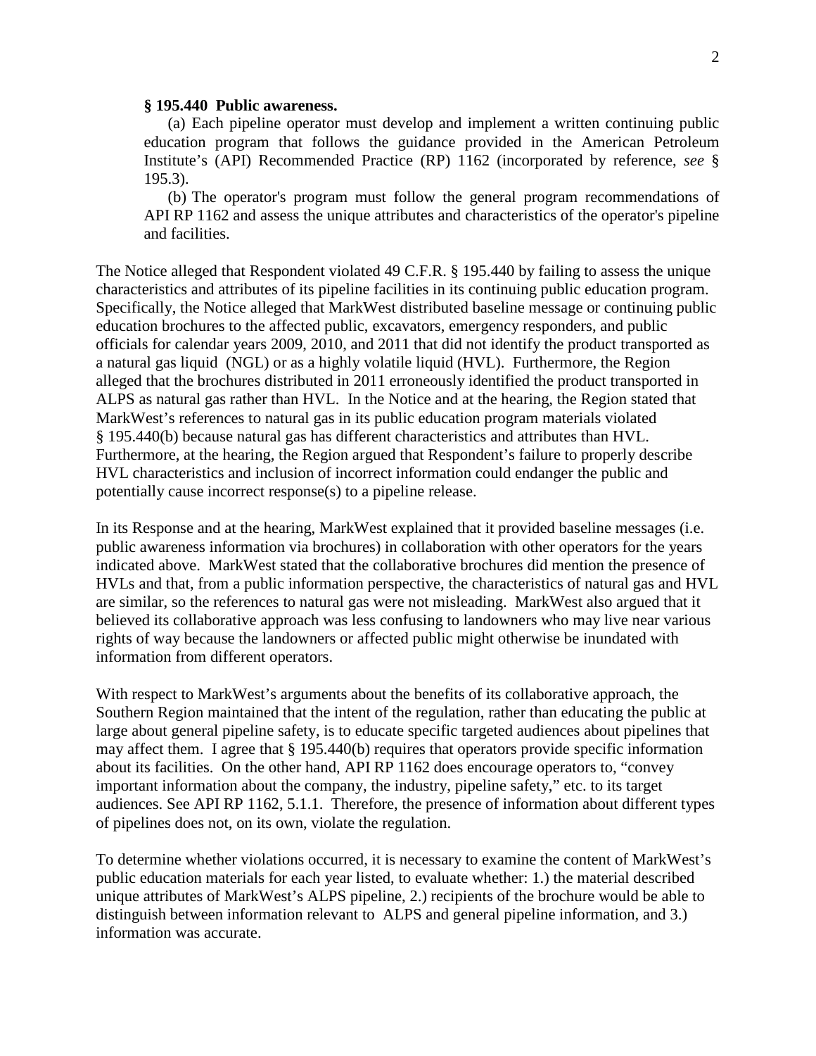**§ 195.440 Public awareness.**

(a) Each pipeline operator must develop and implement a written continuing public education program that follows the guidance provided in the American Petroleum Institute's (API) Recommended Practice (RP) 1162 (incorporated by reference, *see* § 195.3).

(b) The operator's program must follow the general program recommendations of API RP 1162 and assess the unique attributes and characteristics of the operator's pipeline and facilities.

The Notice alleged that Respondent violated 49 C.F.R. § 195.440 by failing to assess the unique characteristics and attributes of its pipeline facilities in its continuing public education program. Specifically, the Notice alleged that MarkWest distributed baseline message or continuing public education brochures to the affected public, excavators, emergency responders, and public officials for calendar years 2009, 2010, and 2011 that did not identify the product transported as a natural gas liquid (NGL) or as a highly volatile liquid (HVL). Furthermore, the Region alleged that the brochures distributed in 2011 erroneously identified the product transported in ALPS as natural gas rather than HVL. In the Notice and at the hearing, the Region stated that MarkWest's references to natural gas in its public education program materials violated § 195.440(b) because natural gas has different characteristics and attributes than HVL. Furthermore, at the hearing, the Region argued that Respondent's failure to properly describe HVL characteristics and inclusion of incorrect information could endanger the public and potentially cause incorrect response(s) to a pipeline release.

In its Response and at the hearing, MarkWest explained that it provided baseline messages (i.e. public awareness information via brochures) in collaboration with other operators for the years indicated above. MarkWest stated that the collaborative brochures did mention the presence of HVLs and that, from a public information perspective, the characteristics of natural gas and HVL are similar, so the references to natural gas were not misleading. MarkWest also argued that it believed its collaborative approach was less confusing to landowners who may live near various rights of way because the landowners or affected public might otherwise be inundated with information from different operators.

With respect to MarkWest's arguments about the benefits of its collaborative approach, the Southern Region maintained that the intent of the regulation, rather than educating the public at large about general pipeline safety, is to educate specific targeted audiences about pipelines that may affect them. I agree that § 195.440(b) requires that operators provide specific information about its facilities. On the other hand, API RP 1162 does encourage operators to, "convey important information about the company, the industry, pipeline safety," etc. to its target audiences. See API RP 1162, 5.1.1. Therefore, the presence of information about different types of pipelines does not, on its own, violate the regulation.

To determine whether violations occurred, it is necessary to examine the content of MarkWest's public education materials for each year listed, to evaluate whether: 1.) the material described unique attributes of MarkWest's ALPS pipeline, 2.) recipients of the brochure would be able to distinguish between information relevant to ALPS and general pipeline information, and 3.) information was accurate.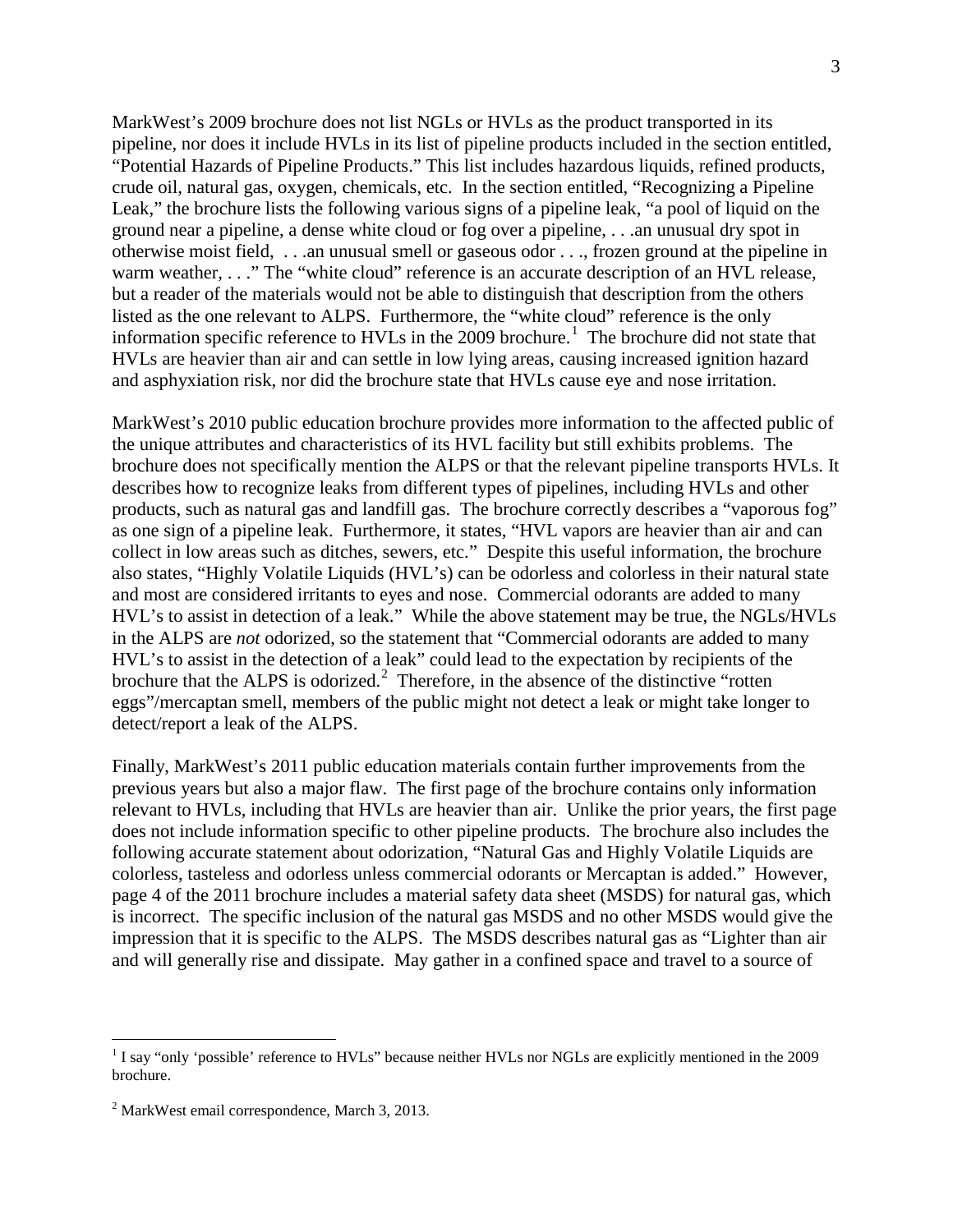MarkWest's 2009 brochure does not list NGLs or HVLs as the product transported in its pipeline, nor does it include HVLs in its list of pipeline products included in the section entitled, "Potential Hazards of Pipeline Products." This list includes hazardous liquids, refined products, crude oil, natural gas, oxygen, chemicals, etc. In the section entitled, "Recognizing a Pipeline Leak," the brochure lists the following various signs of a pipeline leak, "a pool of liquid on the ground near a pipeline, a dense white cloud or fog over a pipeline, . . .an unusual dry spot in otherwise moist field, . . .an unusual smell or gaseous odor . . ., frozen ground at the pipeline in warm weather, . . ." The "white cloud" reference is an accurate description of an HVL release, but a reader of the materials would not be able to distinguish that description from the others listed as the one relevant to ALPS. Furthermore, the "white cloud" reference is the only information specific reference to HVLs in the 2009 brochure.[1] The brochure did not state that HVLs are heavier than air and can settle in low lying areas, causing increased ignition hazard and asphyxiation risk, nor did the brochure state that HVLs cause eye and nose irritation.

MarkWest's 2010 public education brochure provides more information to the affected public of the unique attributes and characteristics of its HVL facility but still exhibits problems. The brochure does not specifically mention the ALPS or that the relevant pipeline transports HVLs. It describes how to recognize leaks from different types of pipelines, including HVLs and other products, such as natural gas and landfill gas. The brochure correctly describes a "vaporous fog" as one sign of a pipeline leak. Furthermore, it states, "HVL vapors are heavier than air and can collect in low areas such as ditches, sewers, etc." Despite this useful information, the brochure also states, "Highly Volatile Liquids (HVL's) can be odorless and colorless in their natural state and most are considered irritants to eyes and nose. Commercial odorants are added to many HVL's to assist in detection of a leak." While the above statement may be true, the NGLs/HVLs in the ALPS are *not* odorized, so the statement that "Commercial odorants are added to many HVL's to assist in the detection of a leak" could lead to the expectation by recipients of the brochure that the ALPS is odorized.[2] Therefore, in the absence of the distinctive "rotten eggs"/mercaptan smell, members of the public might not detect a leak or might take longer to detect/report a leak of the ALPS.

Finally, MarkWest's 2011 public education materials contain further improvements from the previous years but also a major flaw. The first page of the brochure contains only information relevant to HVLs, including that HVLs are heavier than air. Unlike the prior years, the first page does not include information specific to other pipeline products. The brochure also includes the following accurate statement about odorization, "Natural Gas and Highly Volatile Liquids are colorless, tasteless and odorless unless commercial odorants or Mercaptan is added." However, page 4 of the 2011 brochure includes a material safety data sheet (MSDS) for natural gas, which is incorrect. The specific inclusion of the natural gas MSDS and no other MSDS would give the impression that it is specific to the ALPS. The MSDS describes natural gas as "Lighter than air and will generally rise and dissipate. May gather in a confined space and travel to a source of

---

[1] I say "only 'possible' reference to HVLs" because neither HVLs nor NGLs are explicitly mentioned in the 2009 brochure.

[2] MarkWest email correspondence, March 3, 2013.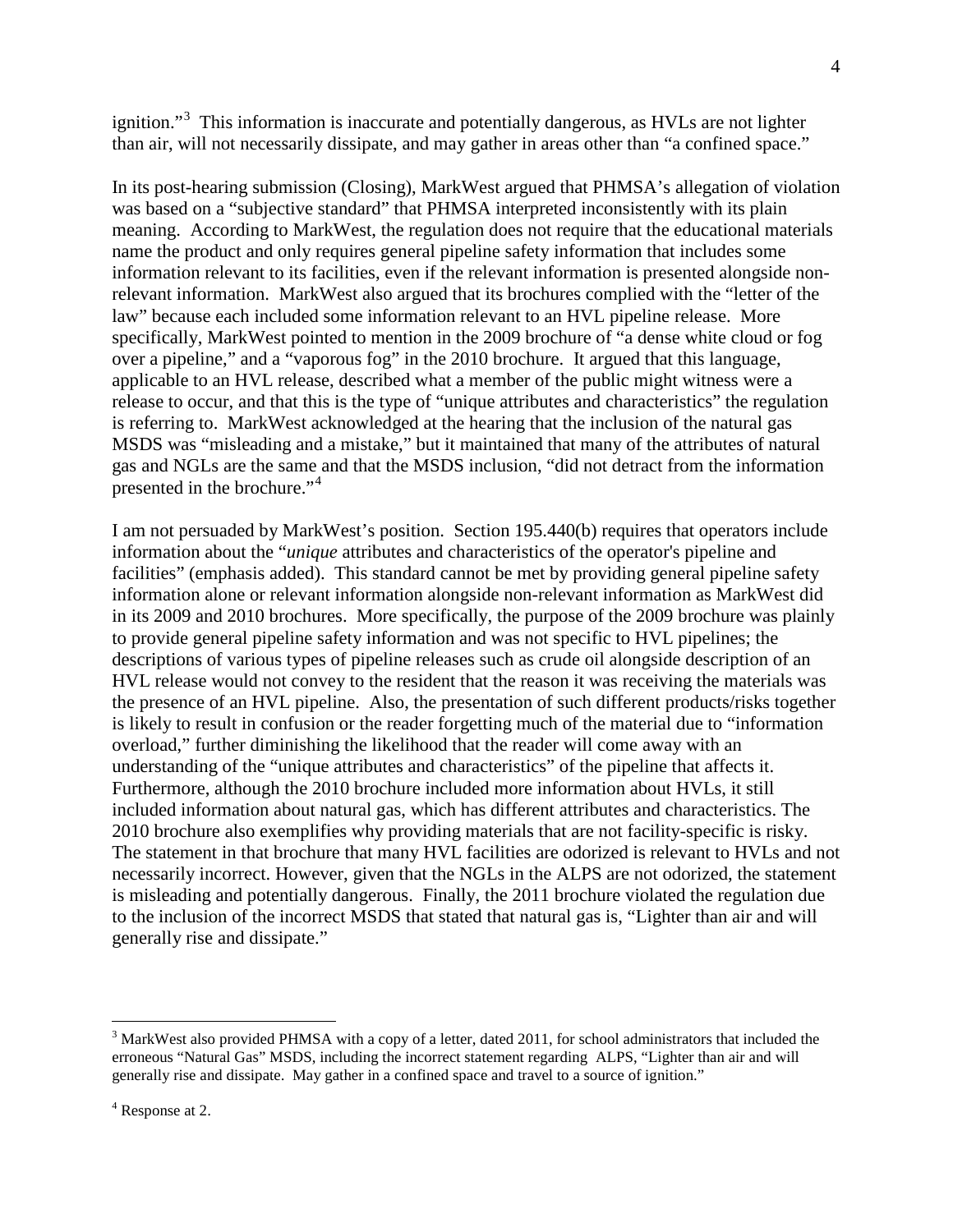ignition."[3] This information is inaccurate and potentially dangerous, as HVLs are not lighter than air, will not necessarily dissipate, and may gather in areas other than "a confined space."

In its post-hearing submission (Closing), MarkWest argued that PHMSA's allegation of violation was based on a "subjective standard" that PHMSA interpreted inconsistently with its plain meaning. According to MarkWest, the regulation does not require that the educational materials name the product and only requires general pipeline safety information that includes some information relevant to its facilities, even if the relevant information is presented alongside non-relevant information. MarkWest also argued that its brochures complied with the "letter of the law" because each included some information relevant to an HVL pipeline release. More specifically, MarkWest pointed to mention in the 2009 brochure of "a dense white cloud or fog over a pipeline," and a "vaporous fog" in the 2010 brochure. It argued that this language, applicable to an HVL release, described what a member of the public might witness were a release to occur, and that this is the type of "unique attributes and characteristics" the regulation is referring to. MarkWest acknowledged at the hearing that the inclusion of the natural gas MSDS was "misleading and a mistake," but it maintained that many of the attributes of natural gas and NGLs are the same and that the MSDS inclusion, "did not detract from the information presented in the brochure."[4]

I am not persuaded by MarkWest's position. Section 195.440(b) requires that operators include information about the "*unique* attributes and characteristics of the operator's pipeline and facilities" (emphasis added). This standard cannot be met by providing general pipeline safety information alone or relevant information alongside non-relevant information as MarkWest did in its 2009 and 2010 brochures. More specifically, the purpose of the 2009 brochure was plainly to provide general pipeline safety information and was not specific to HVL pipelines; the descriptions of various types of pipeline releases such as crude oil alongside description of an HVL release would not convey to the resident that the reason it was receiving the materials was the presence of an HVL pipeline. Also, the presentation of such different products/risks together is likely to result in confusion or the reader forgetting much of the material due to "information overload," further diminishing the likelihood that the reader will come away with an understanding of the "unique attributes and characteristics" of the pipeline that affects it. Furthermore, although the 2010 brochure included more information about HVLs, it still included information about natural gas, which has different attributes and characteristics. The 2010 brochure also exemplifies why providing materials that are not facility-specific is risky. The statement in that brochure that many HVL facilities are odorized is relevant to HVLs and not necessarily incorrect. However, given that the NGLs in the ALPS are not odorized, the statement is misleading and potentially dangerous. Finally, the 2011 brochure violated the regulation due to the inclusion of the incorrect MSDS that stated that natural gas is, "Lighter than air and will generally rise and dissipate."

---

[3] MarkWest also provided PHMSA with a copy of a letter, dated 2011, for school administrators that included the erroneous "Natural Gas" MSDS, including the incorrect statement regarding ALPS, "Lighter than air and will generally rise and dissipate. May gather in a confined space and travel to a source of ignition."

[4] Response at 2.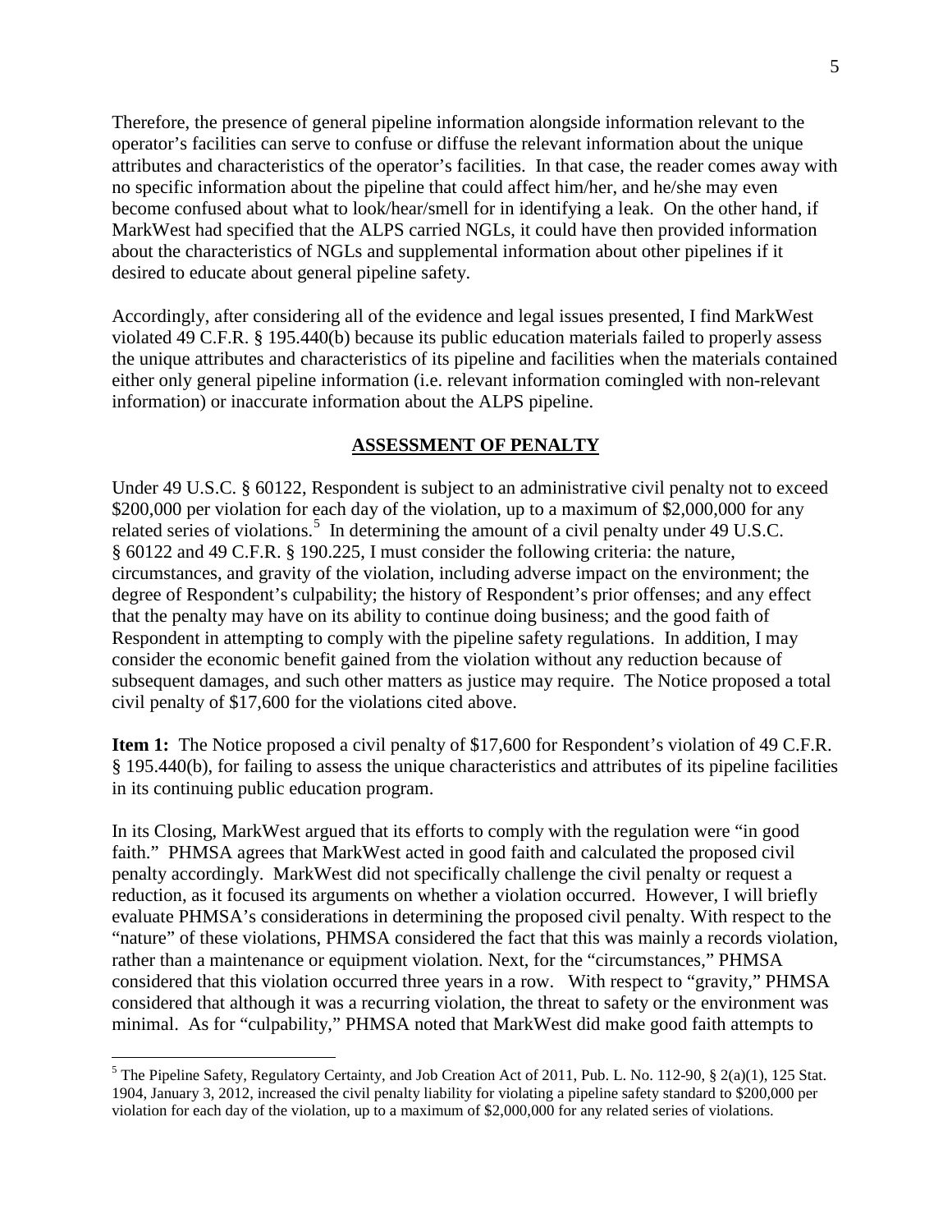Therefore, the presence of general pipeline information alongside information relevant to the operator's facilities can serve to confuse or diffuse the relevant information about the unique attributes and characteristics of the operator's facilities. In that case, the reader comes away with no specific information about the pipeline that could affect him/her, and he/she may even become confused about what to look/hear/smell for in identifying a leak. On the other hand, if MarkWest had specified that the ALPS carried NGLs, it could have then provided information about the characteristics of NGLs and supplemental information about other pipelines if it desired to educate about general pipeline safety.

Accordingly, after considering all of the evidence and legal issues presented, I find MarkWest violated 49 C.F.R. § 195.440(b) because its public education materials failed to properly assess the unique attributes and characteristics of its pipeline and facilities when the materials contained either only general pipeline information (i.e. relevant information comingled with non-relevant information) or inaccurate information about the ALPS pipeline.

## ASSESSMENT OF PENALTY

Under 49 U.S.C. § 60122, Respondent is subject to an administrative civil penalty not to exceed $200,000 per violation for each day of the violation, up to a maximum of $2,000,000 for any related series of violations.[5] In determining the amount of a civil penalty under 49 U.S.C. § 60122 and 49 C.F.R. § 190.225, I must consider the following criteria: the nature, circumstances, and gravity of the violation, including adverse impact on the environment; the degree of Respondent's culpability; the history of Respondent's prior offenses; and any effect that the penalty may have on its ability to continue doing business; and the good faith of Respondent in attempting to comply with the pipeline safety regulations. In addition, I may consider the economic benefit gained from the violation without any reduction because of subsequent damages, and such other matters as justice may require. The Notice proposed a total civil penalty of $17,600 for the violations cited above.

**Item 1:** The Notice proposed a civil penalty of $17,600 for Respondent's violation of 49 C.F.R. § 195.440(b), for failing to assess the unique characteristics and attributes of its pipeline facilities in its continuing public education program.

In its Closing, MarkWest argued that its efforts to comply with the regulation were "in good faith." PHMSA agrees that MarkWest acted in good faith and calculated the proposed civil penalty accordingly. MarkWest did not specifically challenge the civil penalty or request a reduction, as it focused its arguments on whether a violation occurred. However, I will briefly evaluate PHMSA's considerations in determining the proposed civil penalty. With respect to the "nature" of these violations, PHMSA considered the fact that this was mainly a records violation, rather than a maintenance or equipment violation. Next, for the "circumstances," PHMSA considered that this violation occurred three years in a row. With respect to "gravity," PHMSA considered that although it was a recurring violation, the threat to safety or the environment was minimal. As for "culpability," PHMSA noted that MarkWest did make good faith attempts to

---

[5] The Pipeline Safety, Regulatory Certainty, and Job Creation Act of 2011, Pub. L. No. 112-90, § 2(a)(1), 125 Stat. 1904, January 3, 2012, increased the civil penalty liability for violating a pipeline safety standard to $200,000 per violation for each day of the violation, up to a maximum of $2,000,000 for any related series of violations.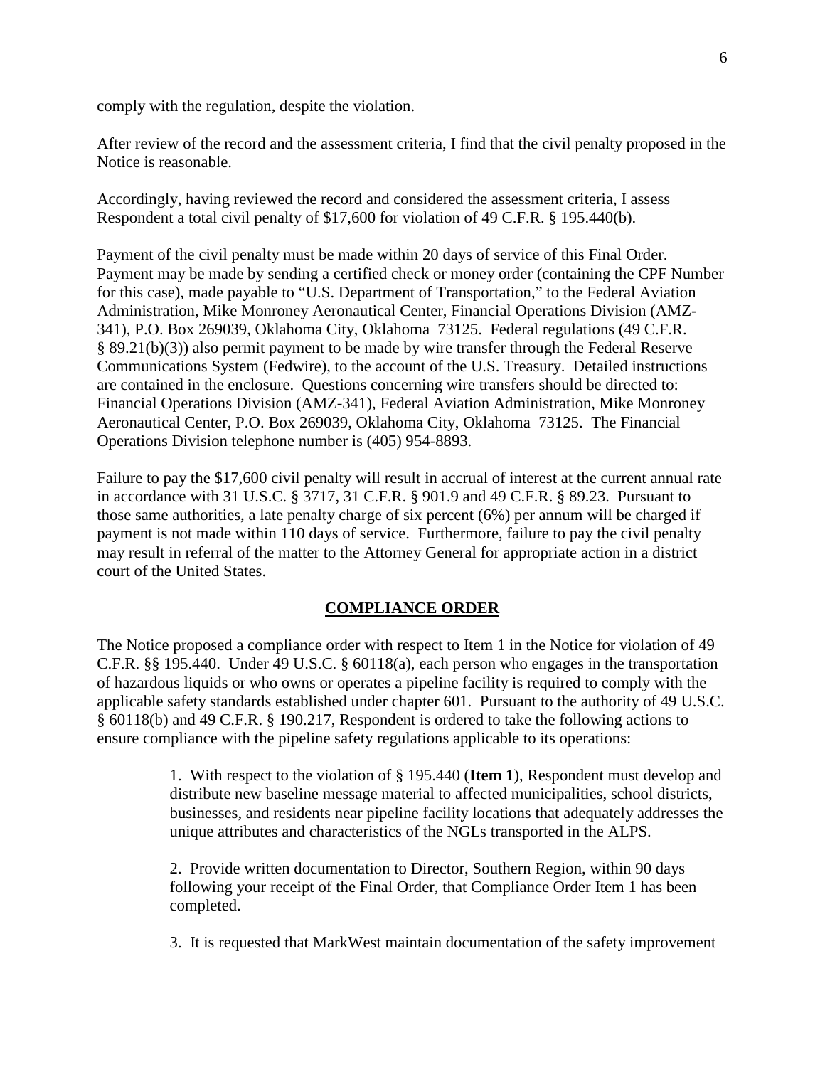comply with the regulation, despite the violation.

After review of the record and the assessment criteria, I find that the civil penalty proposed in the Notice is reasonable.

Accordingly, having reviewed the record and considered the assessment criteria, I assess Respondent a total civil penalty of $17,600 for violation of 49 C.F.R. § 195.440(b).

Payment of the civil penalty must be made within 20 days of service of this Final Order. Payment may be made by sending a certified check or money order (containing the CPF Number for this case), made payable to "U.S. Department of Transportation," to the Federal Aviation Administration, Mike Monroney Aeronautical Center, Financial Operations Division (AMZ-341), P.O. Box 269039, Oklahoma City, Oklahoma 73125. Federal regulations (49 C.F.R. § 89.21(b)(3)) also permit payment to be made by wire transfer through the Federal Reserve Communications System (Fedwire), to the account of the U.S. Treasury. Detailed instructions are contained in the enclosure. Questions concerning wire transfers should be directed to: Financial Operations Division (AMZ-341), Federal Aviation Administration, Mike Monroney Aeronautical Center, P.O. Box 269039, Oklahoma City, Oklahoma 73125. The Financial Operations Division telephone number is (405) 954-8893.

Failure to pay the $17,600 civil penalty will result in accrual of interest at the current annual rate in accordance with 31 U.S.C. § 3717, 31 C.F.R. § 901.9 and 49 C.F.R. § 89.23. Pursuant to those same authorities, a late penalty charge of six percent (6%) per annum will be charged if payment is not made within 110 days of service. Furthermore, failure to pay the civil penalty may result in referral of the matter to the Attorney General for appropriate action in a district court of the United States.

## COMPLIANCE ORDER

The Notice proposed a compliance order with respect to Item 1 in the Notice for violation of 49 C.F.R. §§ 195.440. Under 49 U.S.C. § 60118(a), each person who engages in the transportation of hazardous liquids or who owns or operates a pipeline facility is required to comply with the applicable safety standards established under chapter 601. Pursuant to the authority of 49 U.S.C. § 60118(b) and 49 C.F.R. § 190.217, Respondent is ordered to take the following actions to ensure compliance with the pipeline safety regulations applicable to its operations:

> 1. With respect to the violation of § 195.440 (**Item 1**), Respondent must develop and distribute new baseline message material to affected municipalities, school districts, businesses, and residents near pipeline facility locations that adequately addresses the unique attributes and characteristics of the NGLs transported in the ALPS.
>
> 2. Provide written documentation to Director, Southern Region, within 90 days following your receipt of the Final Order, that Compliance Order Item 1 has been completed.
>
> 3. It is requested that MarkWest maintain documentation of the safety improvement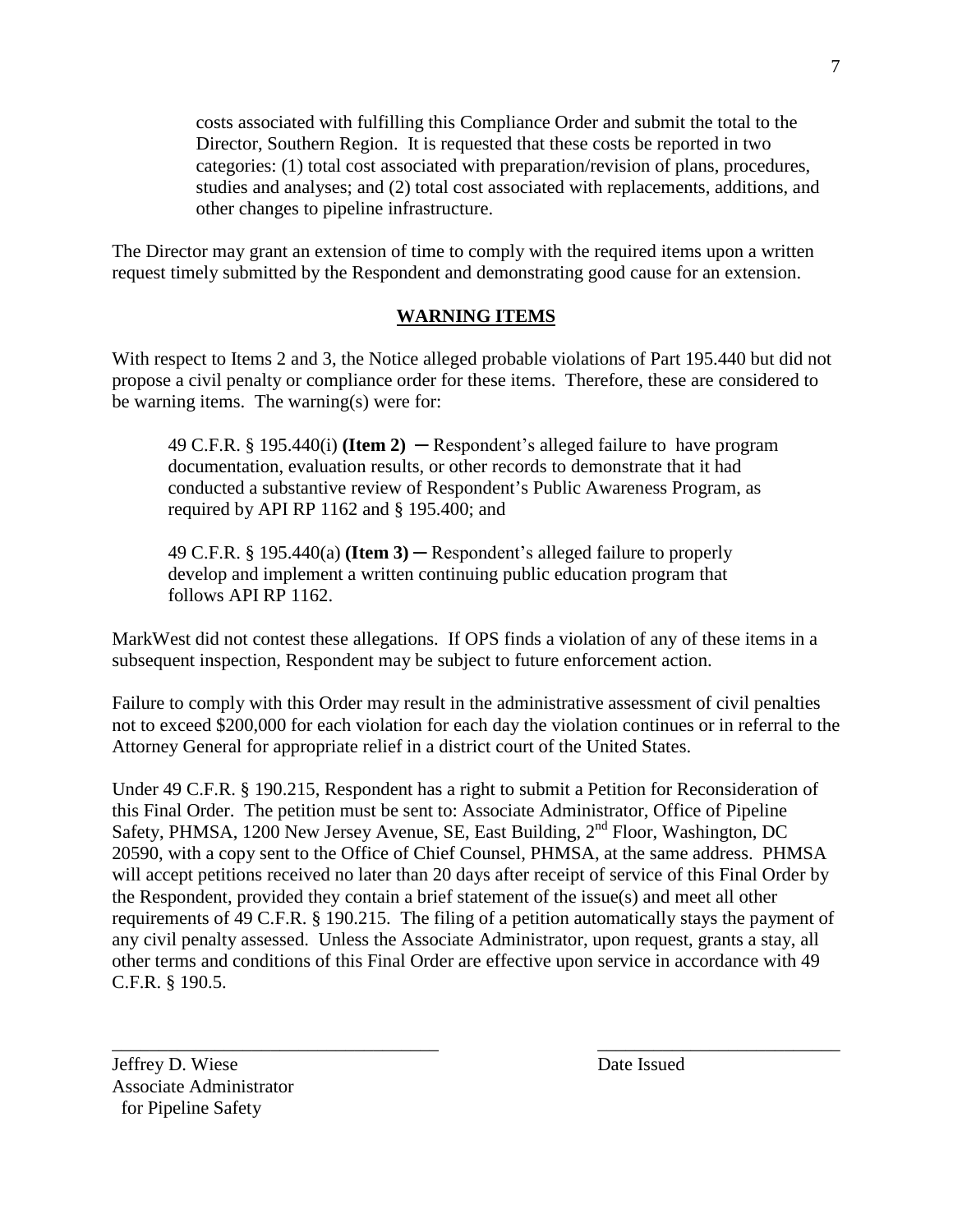costs associated with fulfilling this Compliance Order and submit the total to the Director, Southern Region. It is requested that these costs be reported in two categories: (1) total cost associated with preparation/revision of plans, procedures, studies and analyses; and (2) total cost associated with replacements, additions, and other changes to pipeline infrastructure.

The Director may grant an extension of time to comply with the required items upon a written request timely submitted by the Respondent and demonstrating good cause for an extension.

## WARNING ITEMS

With respect to Items 2 and 3, the Notice alleged probable violations of Part 195.440 but did not propose a civil penalty or compliance order for these items. Therefore, these are considered to be warning items. The warning(s) were for:

> 49 C.F.R. § 195.440(i) **(Item 2)** ─ Respondent's alleged failure to have program documentation, evaluation results, or other records to demonstrate that it had conducted a substantive review of Respondent's Public Awareness Program, as required by API RP 1162 and § 195.400; and
>
> 49 C.F.R. § 195.440(a) **(Item 3)** ─ Respondent's alleged failure to properly develop and implement a written continuing public education program that follows API RP 1162.

MarkWest did not contest these allegations. If OPS finds a violation of any of these items in a subsequent inspection, Respondent may be subject to future enforcement action.

Failure to comply with this Order may result in the administrative assessment of civil penalties not to exceed $200,000 for each violation for each day the violation continues or in referral to the Attorney General for appropriate relief in a district court of the United States.

Under 49 C.F.R. § 190.215, Respondent has a right to submit a Petition for Reconsideration of this Final Order. The petition must be sent to: Associate Administrator, Office of Pipeline Safety, PHMSA, 1200 New Jersey Avenue, SE, East Building, 2nd Floor, Washington, DC 20590, with a copy sent to the Office of Chief Counsel, PHMSA, at the same address. PHMSA will accept petitions received no later than 20 days after receipt of service of this Final Order by the Respondent, provided they contain a brief statement of the issue(s) and meet all other requirements of 49 C.F.R. § 190.215. The filing of a petition automatically stays the payment of any civil penalty assessed. Unless the Associate Administrator, upon request, grants a stay, all other terms and conditions of this Final Order are effective upon service in accordance with 49 C.F.R. § 190.5.

\_\_\_\_\_\_\_\_\_\_\_\_\_\_\_\_\_\_\_\_\_\_\_\_\_\_\_\_\_\_\_\_\_\_\_ \_\_\_\_\_\_\_\_\_\_\_\_\_\_\_\_\_\_\_\_\_\_\_\_\_\_

Jeffrey D. Wiese
Associate Administrator
for Pipeline Safety

Date Issued